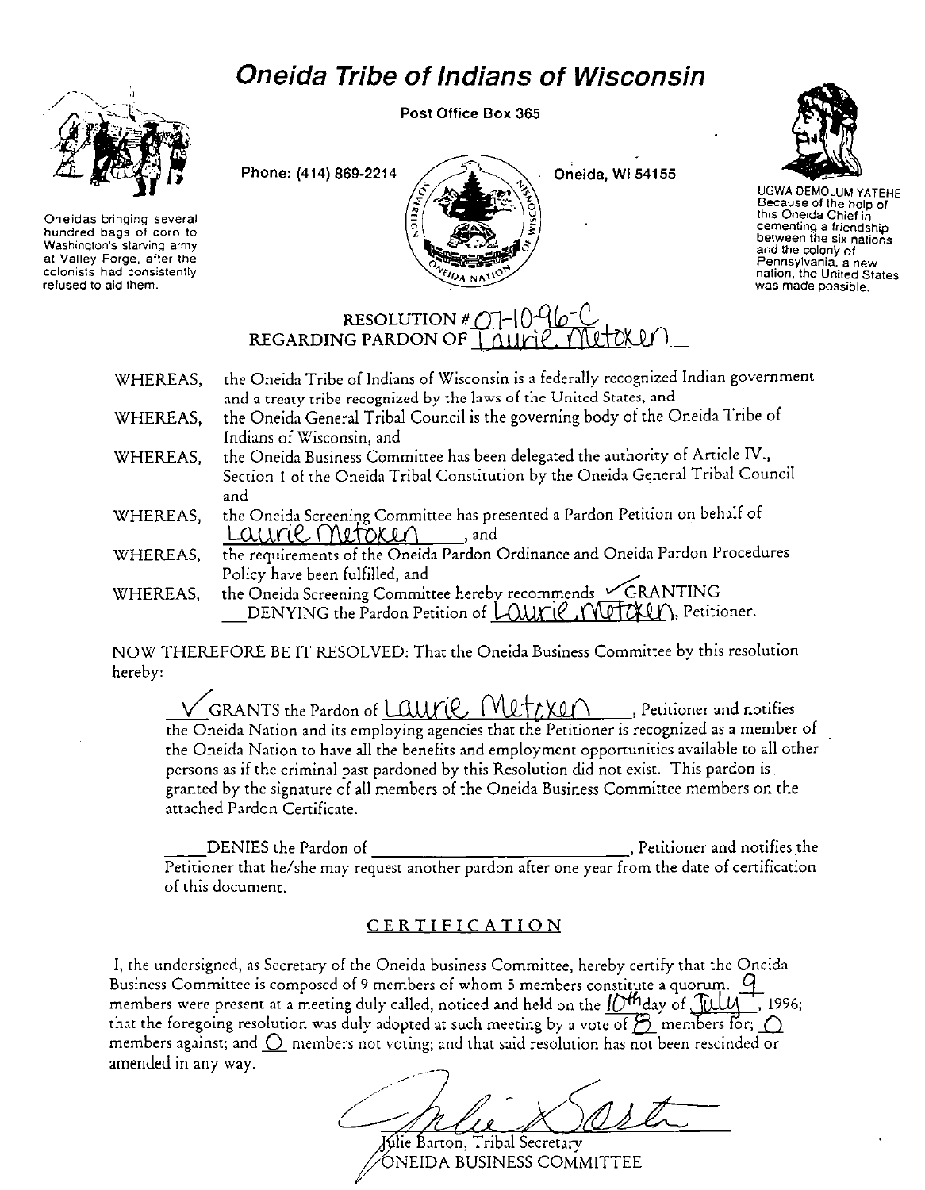# Oneida Tribe of Indians of Wisconsin

Post Office Box 365

Phone: (414) 869-2214 Oneida, Wi 54155

Oneidas bringing several hundred bags of corn to Washington's starving army at Valley Forge, after the colonists had consistently refused to aid them.

UGWA DEMOLUM YATEHE Because of the help of this Oneida Chief in cementing a friendship between the six nations and the colony of Pennsylvania, a new nation, the United States was made possible.

RESOLUTION # 07-10-96-C
REGARDING PARDON OF Laurie Metoxen

WHEREAS, the Oneida Tribe of Indians of Wisconsin is a federally recognized Indian government and a treaty tribe recognized by the laws of the United States, and

WHEREAS, the Oneida General Tribal Council is the governing body of the Oneida Tribe of Indians of Wisconsin, and

WHEREAS, the Oneida Business Committee has been delegated the authority of Article IV., Section 1 of the Oneida Tribal Constitution by the Oneida General Tribal Council and

WHEREAS, the Oneida Screening Committee has presented a Pardon Petition on behalf of Laurie Metoxen, and

WHEREAS, the requirements of the Oneida Pardon Ordinance and Oneida Pardon Procedures Policy have been fulfilled, and

WHEREAS, the Oneida Screening Committee hereby recommends ✓ GRANTING \_\_\_ DENYING the Pardon Petition of Laurie Metoxen, Petitioner.

NOW THEREFORE BE IT RESOLVED: That the Oneida Business Committee by this resolution hereby:

✓ GRANTS the Pardon of Laurie Metoxen, Petitioner and notifies the Oneida Nation and its employing agencies that the Petitioner is recognized as a member of the Oneida Nation to have all the benefits and employment opportunities available to all other persons as if the criminal past pardoned by this Resolution did not exist. This pardon is granted by the signature of all members of the Oneida Business Committee members on the attached Pardon Certificate.

\_\_\_ DENIES the Pardon of \_\_\_\_\_\_\_\_\_\_\_\_\_\_\_\_, Petitioner and notifies the Petitioner that he/she may request another pardon after one year from the date of certification of this document.

## CERTIFICATION

I, the undersigned, as Secretary of the Oneida business Committee, hereby certify that the Oneida Business Committee is composed of 9 members of whom 5 members constitute a quorum. 9 members were present at a meeting duly called, noticed and held on the 10th day of July, 1996; that the foregoing resolution was duly adopted at such meeting by a vote of 8 members for; 0 members against; and 0 members not voting; and that said resolution has not been rescinded or amended in any way.

Julie Barton, Tribal Secretary
ONEIDA BUSINESS COMMITTEE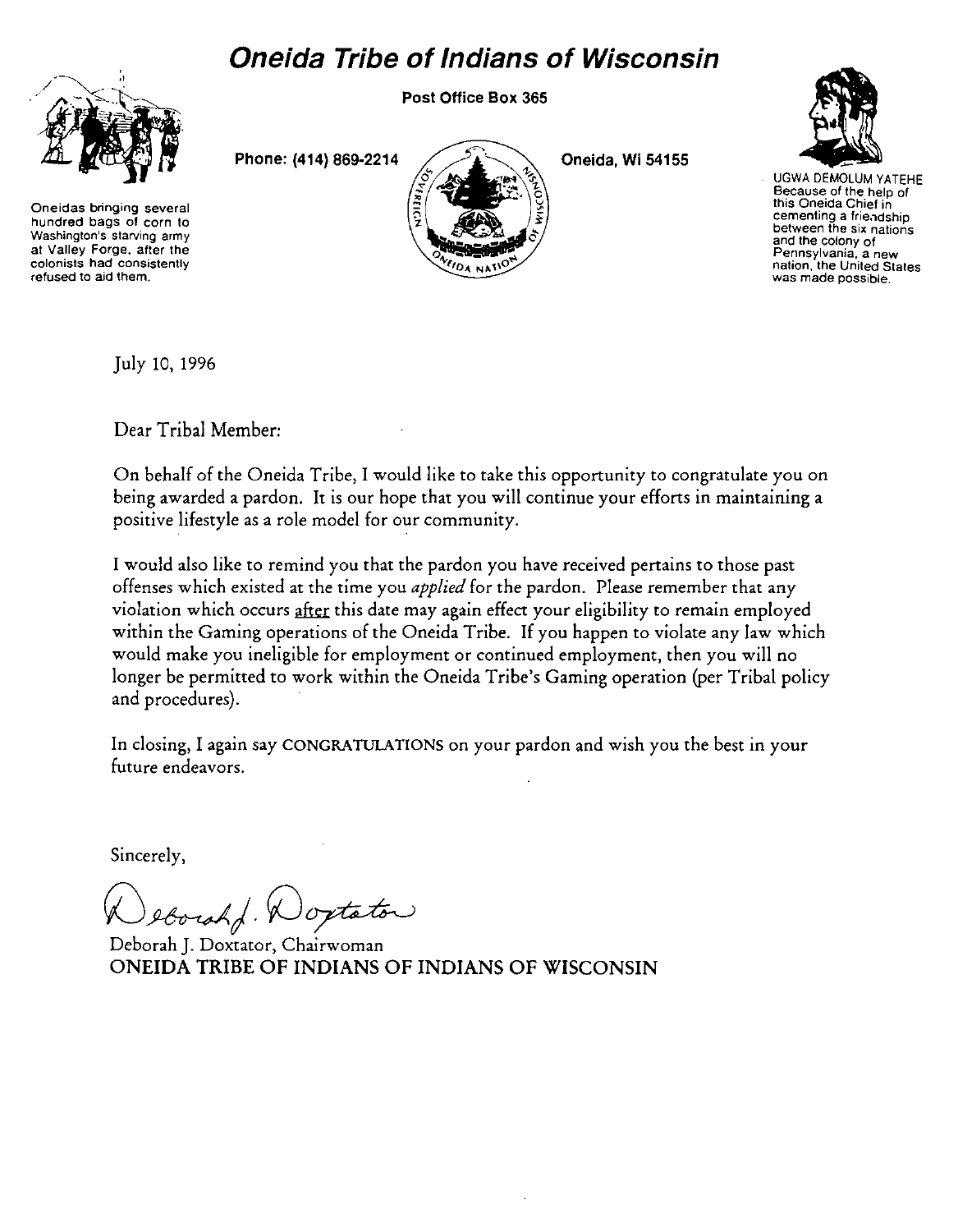# Oneida Tribe of Indians of Wisconsin

Post Office Box 365

Phone: (414) 869-2214

Oneida, Wi 54155

Oneidas bringing several hundred bags of corn to Washington's starving army at Valley Forge, after the colonists had consistently refused to aid them.

UGWA DEMOLUM YATEHE
Because of the help of this Oneida Chief in cementing a friendship between the six nations and the colony of Pennsylvania, a new nation, the United States was made possible.

July 10, 1996

Dear Tribal Member:

On behalf of the Oneida Tribe, I would like to take this opportunity to congratulate you on being awarded a pardon. It is our hope that you will continue your efforts in maintaining a positive lifestyle as a role model for our community.

I would also like to remind you that the pardon you have received pertains to those past offenses which existed at the time you *applied* for the pardon. Please remember that any violation which occurs <u>after</u> this date may again effect your eligibility to remain employed within the Gaming operations of the Oneida Tribe. If you happen to violate any law which would make you ineligible for employment or continued employment, then you will no longer be permitted to work within the Oneida Tribe's Gaming operation (per Tribal policy and procedures).

In closing, I again say CONGRATULATIONS on your pardon and wish you the best in your future endeavors.

Sincerely,

Deborah J. Doxtator

Deborah J. Doxtator, Chairwoman
ONEIDA TRIBE OF INDIANS OF INDIANS OF WISCONSIN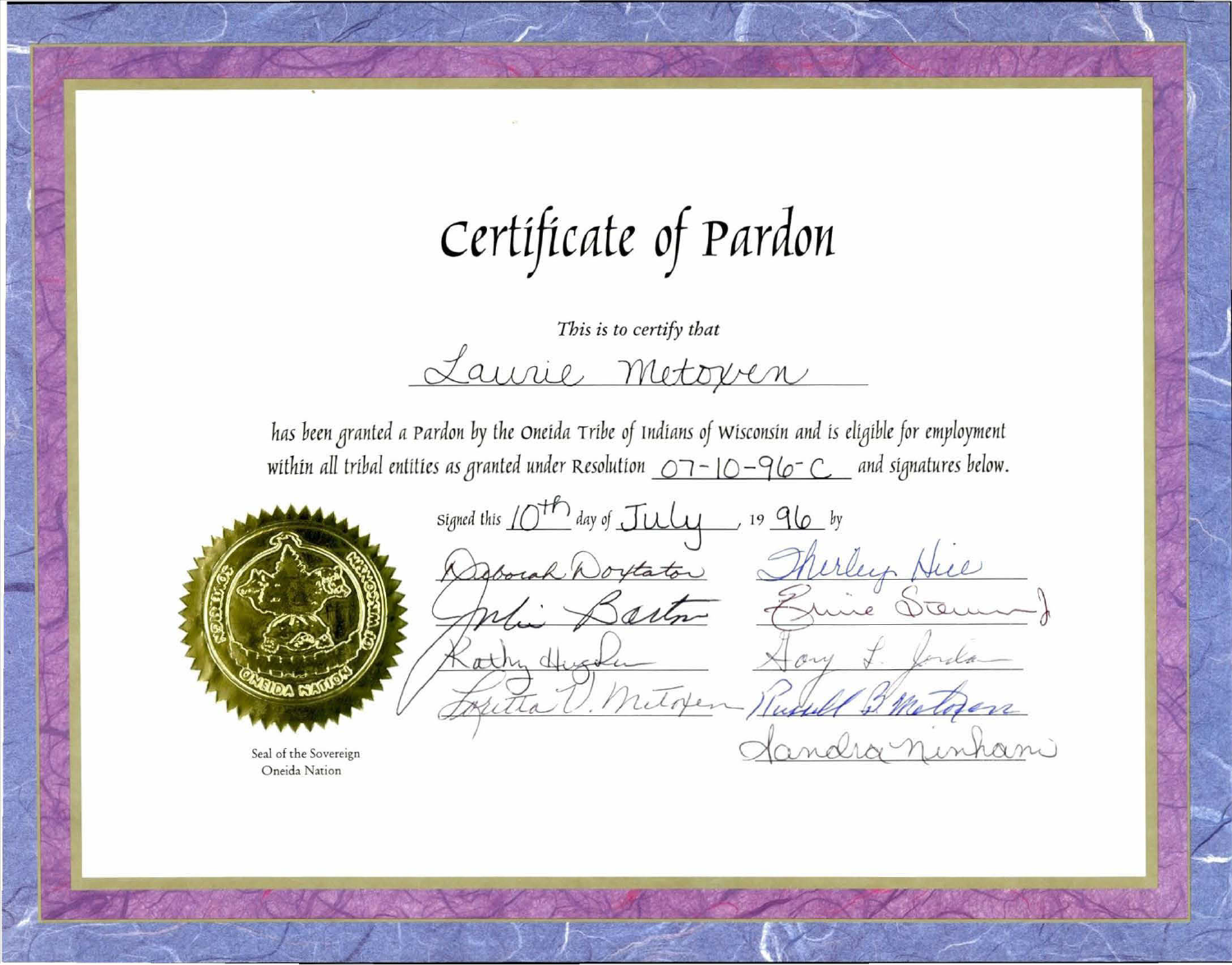# Certificate of Pardon

*This is to certify that*

Laurie Metoxen

*has been granted a Pardon by the Oneida Tribe of Indians of Wisconsin and is eligible for employment within all tribal entities as granted under Resolution* 07-10-96-C *and signatures below.*

*Signed this* 10th *day of* July*, 19* 96 *by*

Deborah Doxtator  Shirley Hill

Julie Barton  Ernie Stevens

Kathy Hughes  Tony J. Jordan

Loretta V. Metoxen  Russell B. Metoxen

Sandra Ninham

Seal of the Sovereign Oneida Nation